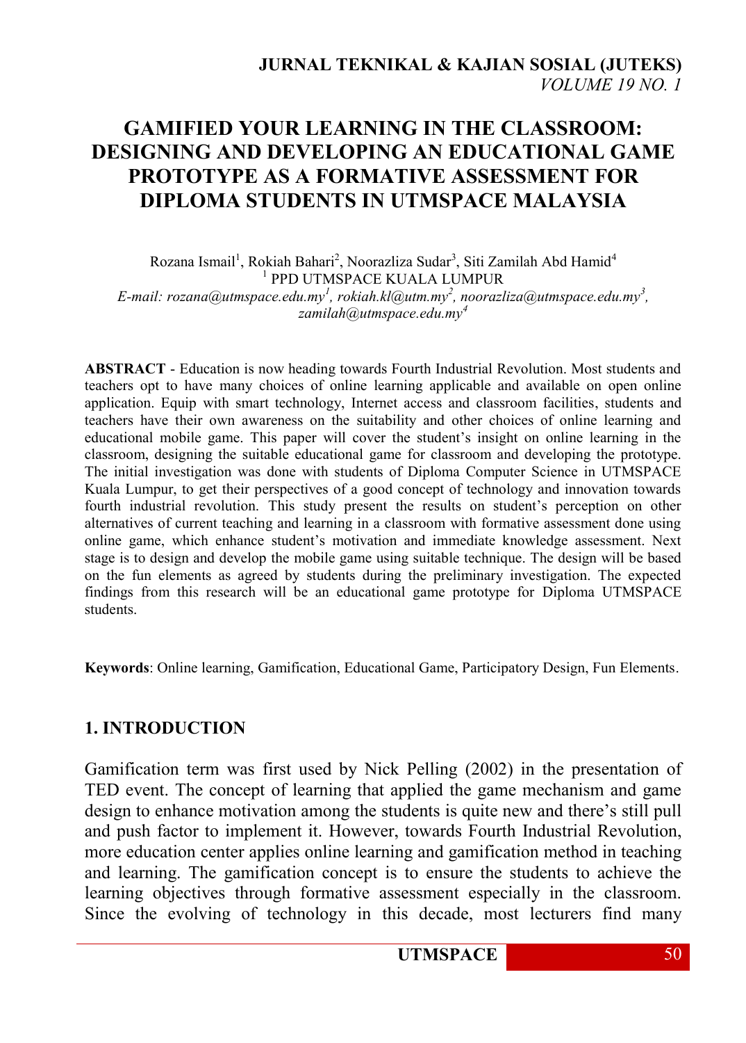# GAMIFIED YOUR LEARNING IN THE CLASSROOM: DESIGNING AND DEVELOPING AN EDUCATIONAL GAME PROTOTYPE AS A FORMATIVE ASSESSMENT FOR DIPLOMA STUDENTS IN UTMSPACE MALAYSIA

Rozana Ismail[1], Rokiah Bahari[2], Noorazliza Sudar[3], Siti Zamilah Abd Hamid[4]
[1] PPD UTMSPACE KUALA LUMPUR
*E-mail: rozana@utmspace.edu.my[1], rokiah.kl@utm.my[2], noorazliza@utmspace.edu.my[3], zamilah@utmspace.edu.my[4]*

**ABSTRACT** - Education is now heading towards Fourth Industrial Revolution. Most students and teachers opt to have many choices of online learning applicable and available on open online application. Equip with smart technology, Internet access and classroom facilities, students and teachers have their own awareness on the suitability and other choices of online learning and educational mobile game. This paper will cover the student's insight on online learning in the classroom, designing the suitable educational game for classroom and developing the prototype. The initial investigation was done with students of Diploma Computer Science in UTMSPACE Kuala Lumpur, to get their perspectives of a good concept of technology and innovation towards fourth industrial revolution. This study present the results on student's perception on other alternatives of current teaching and learning in a classroom with formative assessment done using online game, which enhance student's motivation and immediate knowledge assessment. Next stage is to design and develop the mobile game using suitable technique. The design will be based on the fun elements as agreed by students during the preliminary investigation. The expected findings from this research will be an educational game prototype for Diploma UTMSPACE students.

**Keywords**: Online learning, Gamification, Educational Game, Participatory Design, Fun Elements.

## 1. INTRODUCTION

Gamification term was first used by Nick Pelling (2002) in the presentation of TED event. The concept of learning that applied the game mechanism and game design to enhance motivation among the students is quite new and there's still pull and push factor to implement it. However, towards Fourth Industrial Revolution, more education center applies online learning and gamification method in teaching and learning. The gamification concept is to ensure the students to achieve the learning objectives through formative assessment especially in the classroom. Since the evolving of technology in this decade, most lecturers find many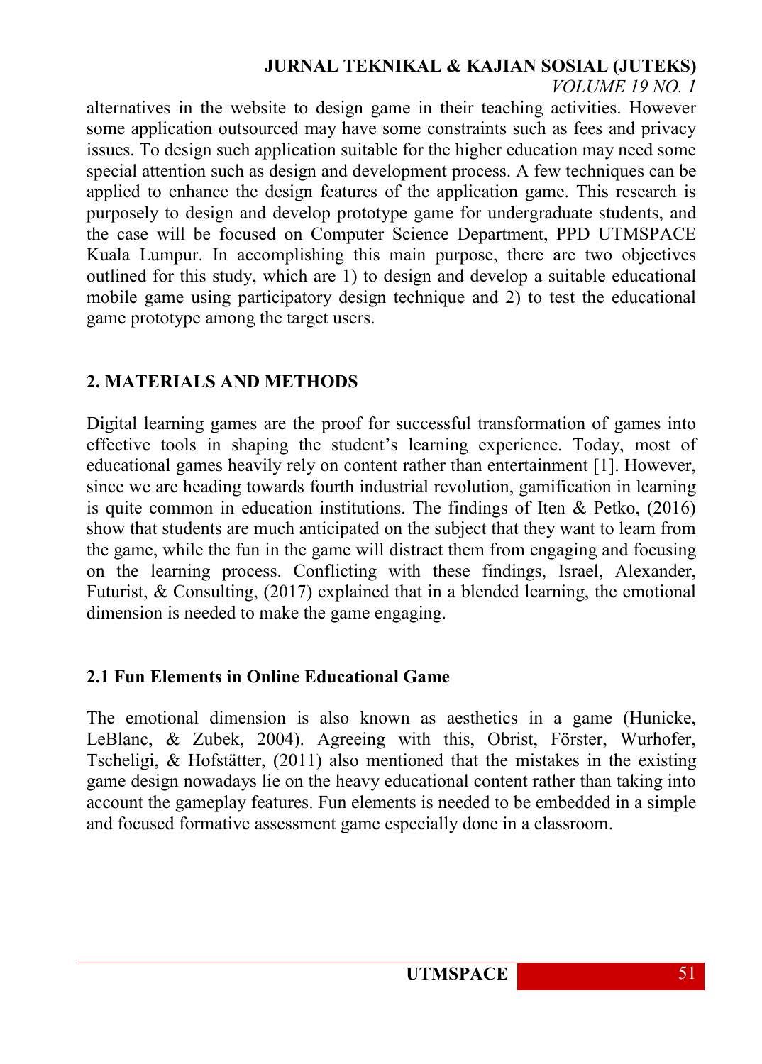alternatives in the website to design game in their teaching activities. However some application outsourced may have some constraints such as fees and privacy issues. To design such application suitable for the higher education may need some special attention such as design and development process. A few techniques can be applied to enhance the design features of the application game. This research is purposely to design and develop prototype game for undergraduate students, and the case will be focused on Computer Science Department, PPD UTMSPACE Kuala Lumpur. In accomplishing this main purpose, there are two objectives outlined for this study, which are 1) to design and develop a suitable educational mobile game using participatory design technique and 2) to test the educational game prototype among the target users.

## 2. MATERIALS AND METHODS

Digital learning games are the proof for successful transformation of games into effective tools in shaping the student's learning experience. Today, most of educational games heavily rely on content rather than entertainment [1]. However, since we are heading towards fourth industrial revolution, gamification in learning is quite common in education institutions. The findings of Iten & Petko, (2016) show that students are much anticipated on the subject that they want to learn from the game, while the fun in the game will distract them from engaging and focusing on the learning process. Conflicting with these findings, Israel, Alexander, Futurist, & Consulting, (2017) explained that in a blended learning, the emotional dimension is needed to make the game engaging.

### 2.1 Fun Elements in Online Educational Game

The emotional dimension is also known as aesthetics in a game (Hunicke, LeBlanc, & Zubek, 2004). Agreeing with this, Obrist, Förster, Wurhofer, Tscheligi, & Hofstätter, (2011) also mentioned that the mistakes in the existing game design nowadays lie on the heavy educational content rather than taking into account the gameplay features. Fun elements is needed to be embedded in a simple and focused formative assessment game especially done in a classroom.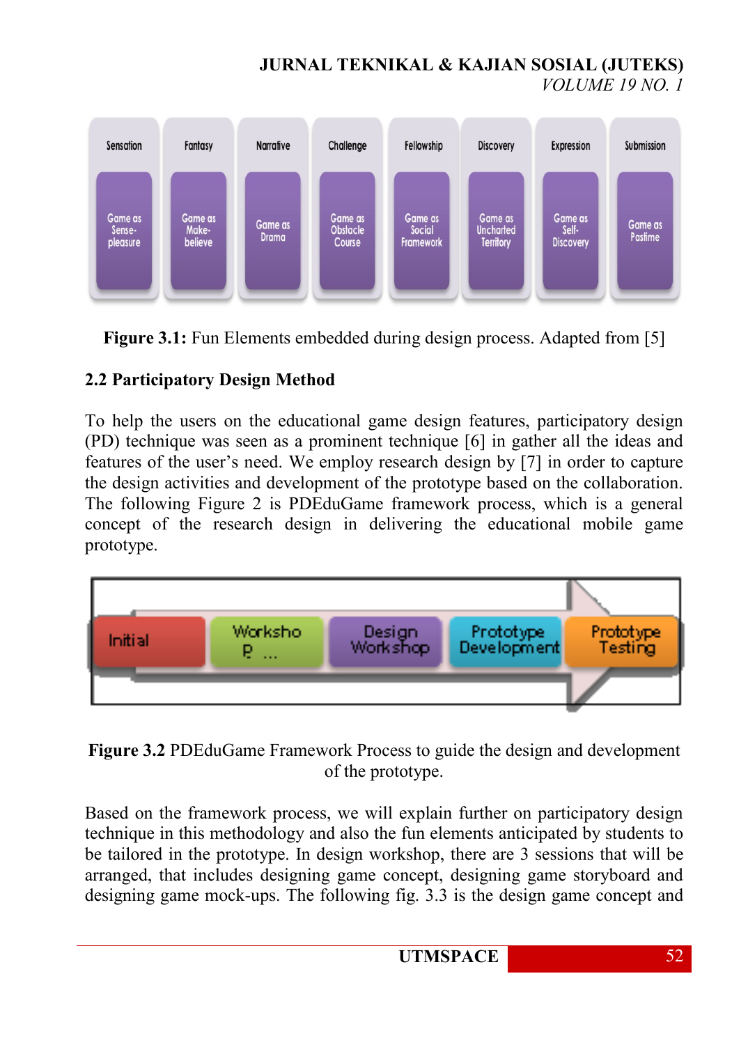| Sensation | Fantasy | Narrative | Challenge | Fellowship | Discovery | Expression | Submission |
|---|---|---|---|---|---|---|---|
| Game as Sense-pleasure | Game as Make-believe | Game as Drama | Game as Obstacle Course | Game as Social Framework | Game as Uncharted Territory | Game as Self-Discovery | Game as Pastime |

**Figure 3.1:** Fun Elements embedded during design process. Adapted from [5]

## 2.2 Participatory Design Method

To help the users on the educational game design features, participatory design (PD) technique was seen as a prominent technique [6] in gather all the ideas and features of the user's need. We employ research design by [7] in order to capture the design activities and development of the prototype based on the collaboration. The following Figure 2 is PDEduGame framework process, which is a general concept of the research design in delivering the educational mobile game prototype.

Initial → Workshop ... → Design Workshop → Prototype Development → Prototype Testing

**Figure 3.2** PDEduGame Framework Process to guide the design and development of the prototype.

Based on the framework process, we will explain further on participatory design technique in this methodology and also the fun elements anticipated by students to be tailored in the prototype. In design workshop, there are 3 sessions that will be arranged, that includes designing game concept, designing game storyboard and designing game mock-ups. The following fig. 3.3 is the design game concept and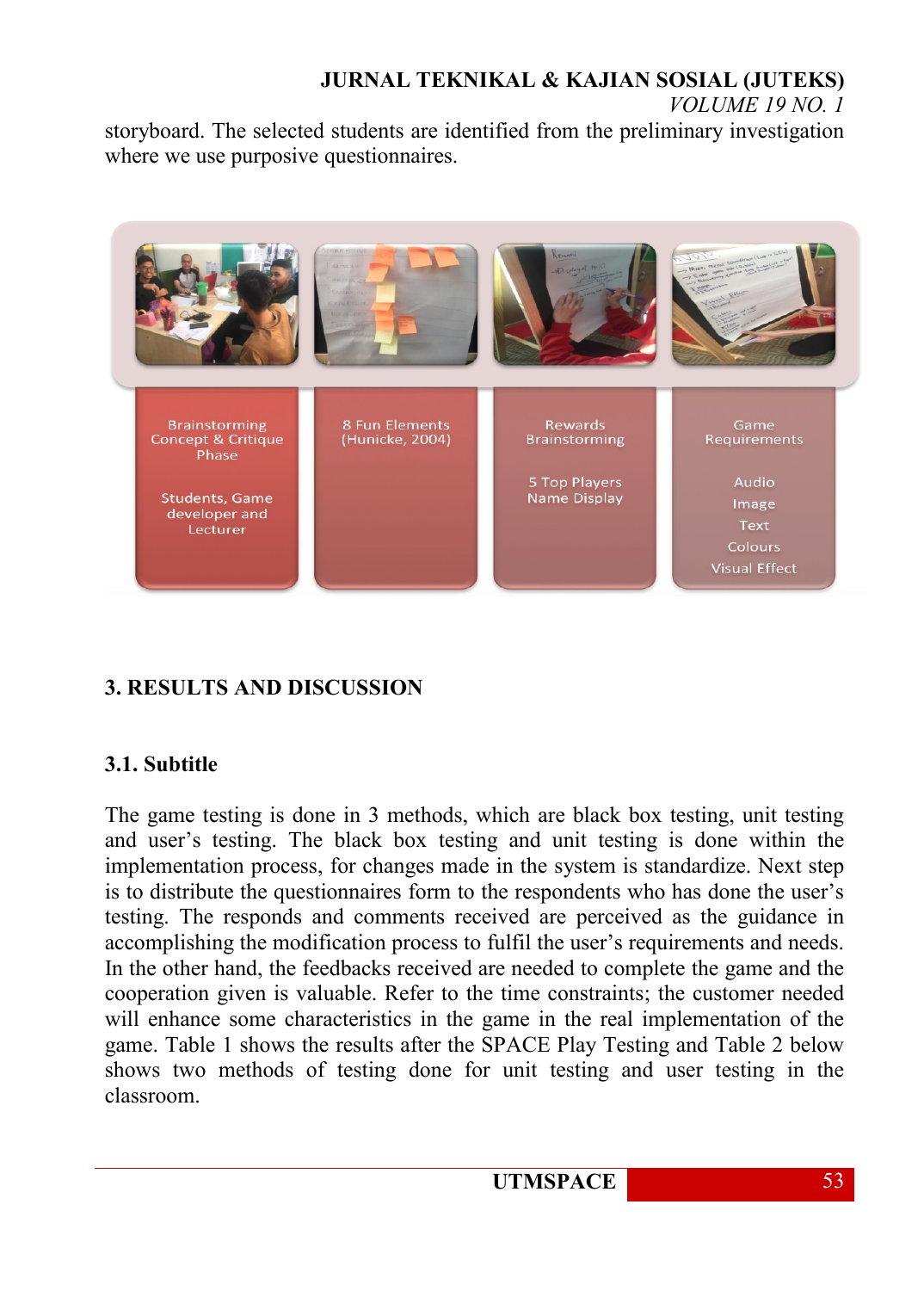storyboard. The selected students are identified from the preliminary investigation where we use purposive questionnaires.

| Brainstorming Concept & Critique Phase<br><br>Students, Game developer and Lecturer | 8 Fun Elements (Hunicke, 2004) | Rewards Brainstorming<br><br>5 Top Players Name Display | Game Requirements<br><br>Audio<br>Image<br>Text<br>Colours<br>Visual Effect |
|---|---|---|---|

## 3. RESULTS AND DISCUSSION

### 3.1. Subtitle

The game testing is done in 3 methods, which are black box testing, unit testing and user's testing. The black box testing and unit testing is done within the implementation process, for changes made in the system is standardize. Next step is to distribute the questionnaires form to the respondents who has done the user's testing. The responds and comments received are perceived as the guidance in accomplishing the modification process to fulfil the user's requirements and needs. In the other hand, the feedbacks received are needed to complete the game and the cooperation given is valuable. Refer to the time constraints; the customer needed will enhance some characteristics in the game in the real implementation of the game. Table 1 shows the results after the SPACE Play Testing and Table 2 below shows two methods of testing done for unit testing and user testing in the classroom.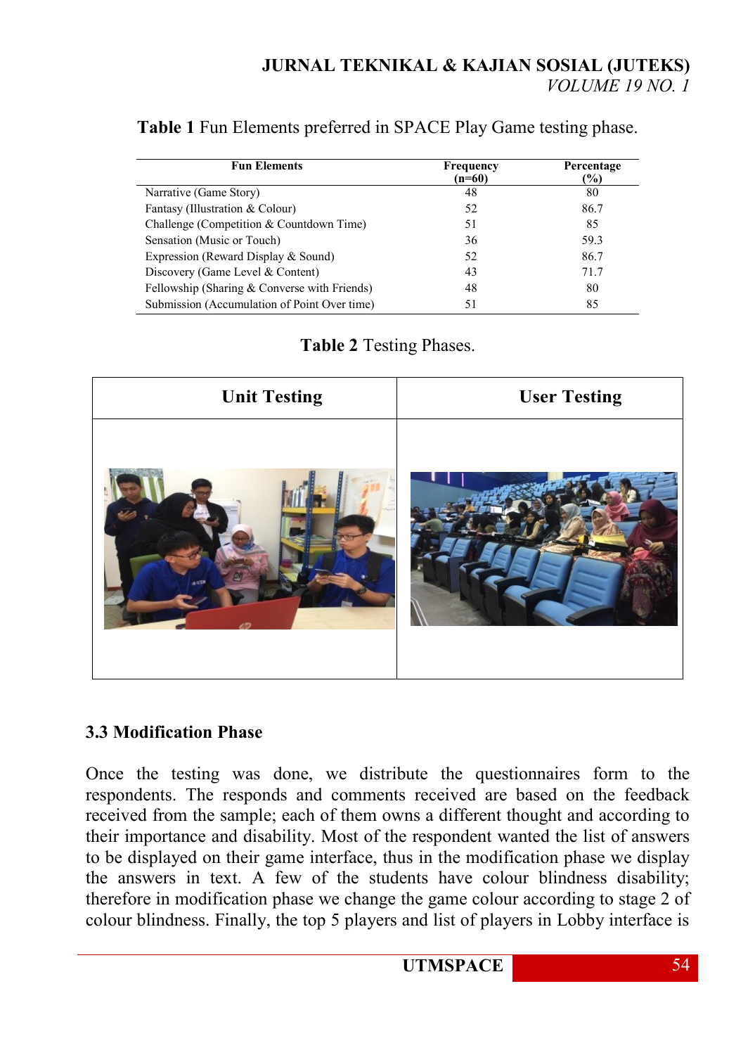**Table 1** Fun Elements preferred in SPACE Play Game testing phase.

| Fun Elements | Frequency (n=60) | Percentage (%) |
|---|---|---|
| Narrative (Game Story) | 48 | 80 |
| Fantasy (Illustration & Colour) | 52 | 86.7 |
| Challenge (Competition & Countdown Time) | 51 | 85 |
| Sensation (Music or Touch) | 36 | 59.3 |
| Expression (Reward Display & Sound) | 52 | 86.7 |
| Discovery (Game Level & Content) | 43 | 71.7 |
| Fellowship (Sharing & Converse with Friends) | 48 | 80 |
| Submission (Accumulation of Point Over time) | 51 | 85 |

**Table 2** Testing Phases.

| Unit Testing | User Testing |
|---|---|
| | |

### 3.3 Modification Phase

Once the testing was done, we distribute the questionnaires form to the respondents. The responds and comments received are based on the feedback received from the sample; each of them owns a different thought and according to their importance and disability. Most of the respondent wanted the list of answers to be displayed on their game interface, thus in the modification phase we display the answers in text. A few of the students have colour blindness disability; therefore in modification phase we change the game colour according to stage 2 of colour blindness. Finally, the top 5 players and list of players in Lobby interface is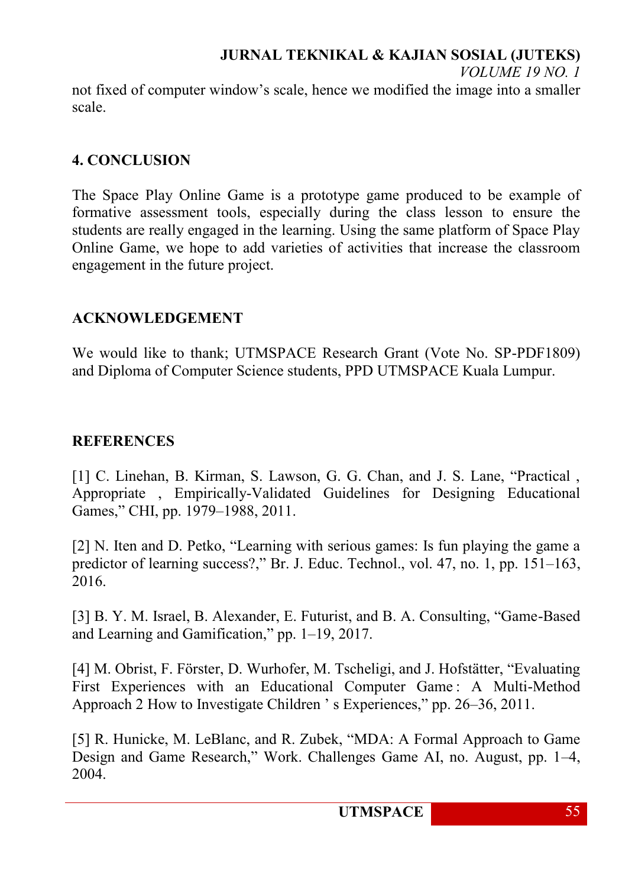not fixed of computer window's scale, hence we modified the image into a smaller scale.

## 4. CONCLUSION

The Space Play Online Game is a prototype game produced to be example of formative assessment tools, especially during the class lesson to ensure the students are really engaged in the learning. Using the same platform of Space Play Online Game, we hope to add varieties of activities that increase the classroom engagement in the future project.

## ACKNOWLEDGEMENT

We would like to thank; UTMSPACE Research Grant (Vote No. SP-PDF1809) and Diploma of Computer Science students, PPD UTMSPACE Kuala Lumpur.

## REFERENCES

[1] C. Linehan, B. Kirman, S. Lawson, G. G. Chan, and J. S. Lane, "Practical , Appropriate , Empirically-Validated Guidelines for Designing Educational Games," CHI, pp. 1979–1988, 2011.

[2] N. Iten and D. Petko, "Learning with serious games: Is fun playing the game a predictor of learning success?," Br. J. Educ. Technol., vol. 47, no. 1, pp. 151–163, 2016.

[3] B. Y. M. Israel, B. Alexander, E. Futurist, and B. A. Consulting, "Game-Based and Learning and Gamification," pp. 1–19, 2017.

[4] M. Obrist, F. Förster, D. Wurhofer, M. Tscheligi, and J. Hofstätter, "Evaluating First Experiences with an Educational Computer Game : A Multi-Method Approach 2 How to Investigate Children ' s Experiences," pp. 26–36, 2011.

[5] R. Hunicke, M. LeBlanc, and R. Zubek, "MDA: A Formal Approach to Game Design and Game Research," Work. Challenges Game AI, no. August, pp. 1–4, 2004.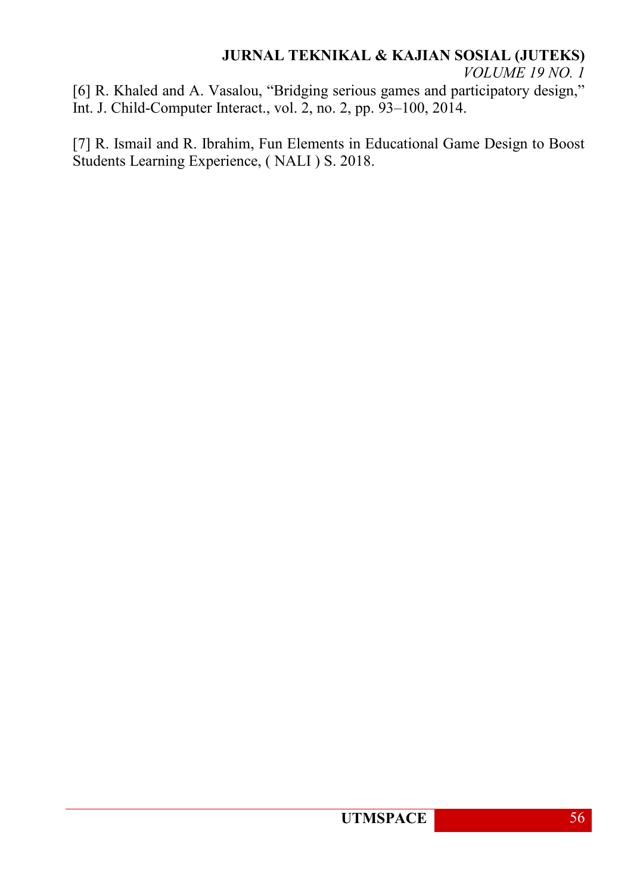[6] R. Khaled and A. Vasalou, “Bridging serious games and participatory design,” Int. J. Child-Computer Interact., vol. 2, no. 2, pp. 93–100, 2014.

[7] R. Ismail and R. Ibrahim, Fun Elements in Educational Game Design to Boost Students Learning Experience, ( NALI ) S. 2018.